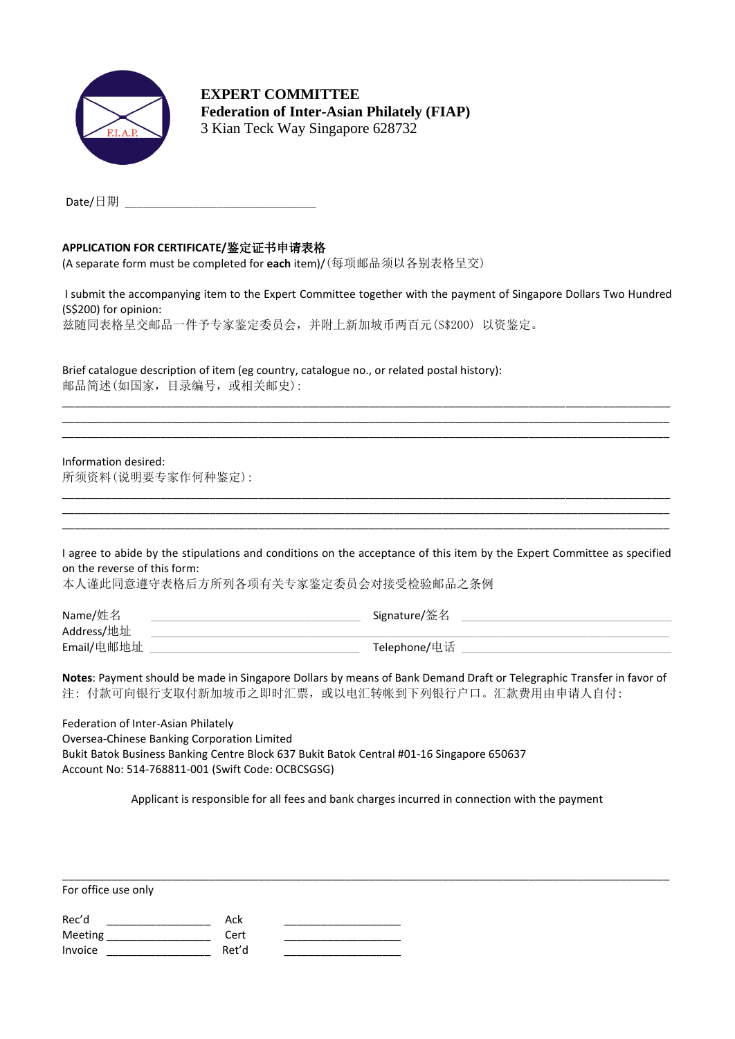**EXPERT COMMITTEE**
**Federation of Inter-Asian Philately (FIAP)**
3 Kian Teck Way Singapore 628732

Date/日期 ______________________________

**APPLICATION FOR CERTIFICATE/鉴定证书申请表格**
(A separate form must be completed for **each** item)/(每项邮品须以各别表格呈交)

I submit the accompanying item to the Expert Committee together with the payment of Singapore Dollars Two Hundred (S$200) for opinion:
兹随同表格呈交邮品一件予专家鉴定委员会，并附上新加坡币两百元(S$200) 以资鉴定。

Brief catalogue description of item (eg country, catalogue no., or related postal history):
邮品简述(如国家，目录编号，或相关邮史):

_______________________________________________________________________________________________
_______________________________________________________________________________________________
_______________________________________________________________________________________________

Information desired:
所须资料(说明要专家作何种鉴定):

_______________________________________________________________________________________________
_______________________________________________________________________________________________
_______________________________________________________________________________________________

I agree to abide by the stipulations and conditions on the acceptance of this item by the Expert Committee as specified on the reverse of this form:
本人谨此同意遵守表格后方所列各项有关专家鉴定委员会对接受检验邮品之条例

Name/姓名 ______________________________ Signature/签名 ______________________________
Address/地址 ______________________________________________________________________
Email/电邮地址 ______________________________ Telephone/电话 ______________________________

**Notes**: Payment should be made in Singapore Dollars by means of Bank Demand Draft or Telegraphic Transfer in favor of
注：付款可向银行支取付新加坡币之即时汇票，或以电汇转帐到下列银行户口。汇款费用由申请人自付:

Federation of Inter-Asian Philately
Oversea-Chinese Banking Corporation Limited
Bukit Batok Business Banking Centre Block 637 Bukit Batok Central #01-16 Singapore 650637
Account No: 514-768811-001 (Swift Code: OCBCSGSG)

Applicant is responsible for all fees and bank charges incurred in connection with the payment

_______________________________________________________________________________________________

For office use only

Rec'd ________________ Ack ________________
Meeting ________________ Cert ________________
Invoice ________________ Ret'd ________________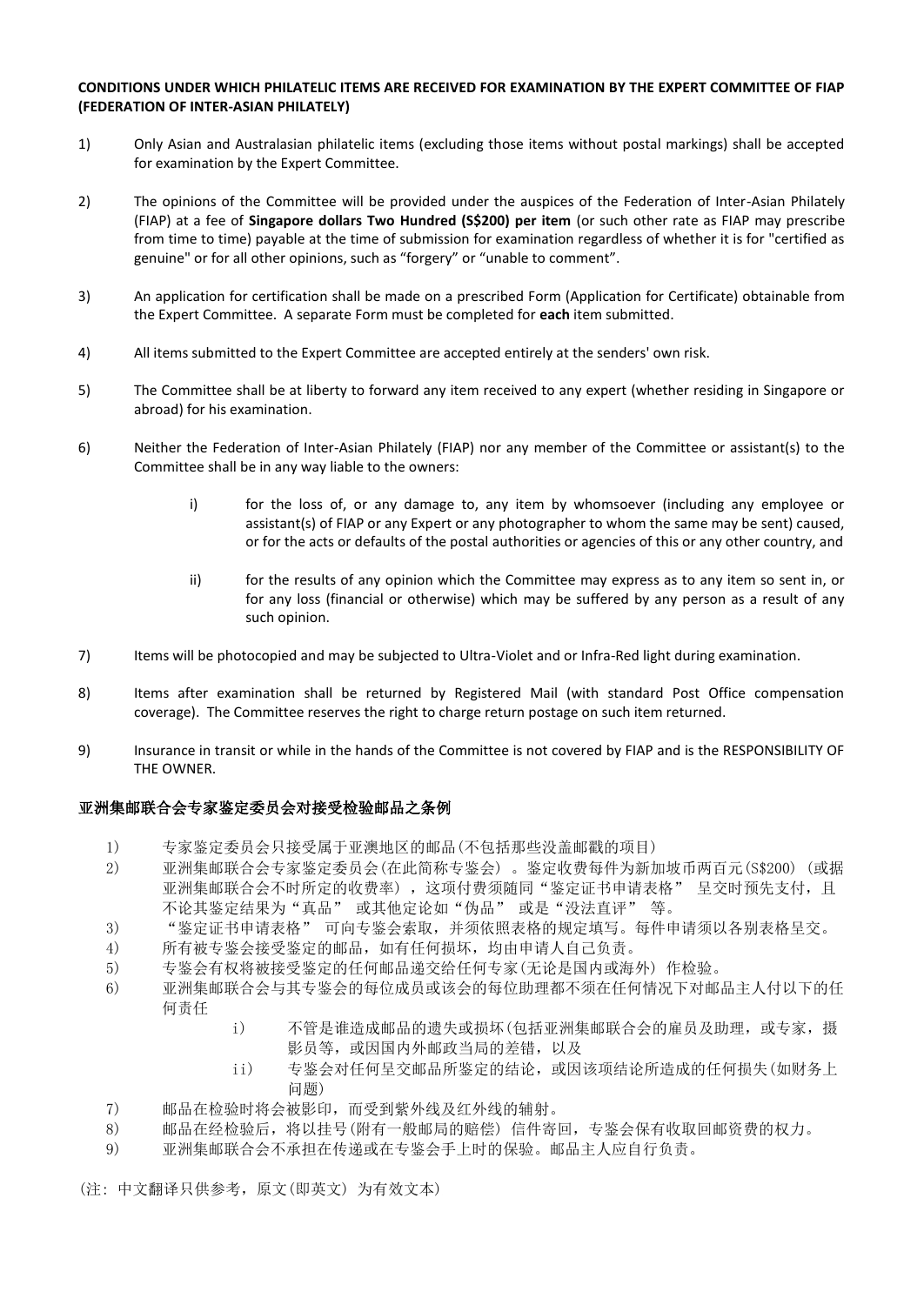**CONDITIONS UNDER WHICH PHILATELIC ITEMS ARE RECEIVED FOR EXAMINATION BY THE EXPERT COMMITTEE OF FIAP (FEDERATION OF INTER-ASIAN PHILATELY)**

1) Only Asian and Australasian philatelic items (excluding those items without postal markings) shall be accepted for examination by the Expert Committee.

2) The opinions of the Committee will be provided under the auspices of the Federation of Inter-Asian Philately (FIAP) at a fee of **Singapore dollars Two Hundred (S$200) per item** (or such other rate as FIAP may prescribe from time to time) payable at the time of submission for examination regardless of whether it is for "certified as genuine" or for all other opinions, such as "forgery" or "unable to comment".

3) An application for certification shall be made on a prescribed Form (Application for Certificate) obtainable from the Expert Committee. A separate Form must be completed for **each** item submitted.

4) All items submitted to the Expert Committee are accepted entirely at the senders' own risk.

5) The Committee shall be at liberty to forward any item received to any expert (whether residing in Singapore or abroad) for his examination.

6) Neither the Federation of Inter-Asian Philately (FIAP) nor any member of the Committee or assistant(s) to the Committee shall be in any way liable to the owners:

   i) for the loss of, or any damage to, any item by whomsoever (including any employee or assistant(s) of FIAP or any Expert or any photographer to whom the same may be sent) caused, or for the acts or defaults of the postal authorities or agencies of this or any other country, and

   ii) for the results of any opinion which the Committee may express as to any item so sent in, or for any loss (financial or otherwise) which may be suffered by any person as a result of any such opinion.

7) Items will be photocopied and may be subjected to Ultra-Violet and or Infra-Red light during examination.

8) Items after examination shall be returned by Registered Mail (with standard Post Office compensation coverage). The Committee reserves the right to charge return postage on such item returned.

9) Insurance in transit or while in the hands of the Committee is not covered by FIAP and is the RESPONSIBILITY OF THE OWNER.

**亚洲集邮联合会专家鉴定委员会对接受检验邮品之条例**

1) 专家鉴定委员会只接受属于亚澳地区的邮品(不包括那些没盖邮戳的项目)

2) 亚洲集邮联合会专家鉴定委员会(在此简称专鉴会)。鉴定收费每件为新加坡币两百元(S$200)(或据亚洲集邮联合会不时所定的收费率)，这项付费须随同“鉴定证书申请表格” 呈交时预先支付，且不论其鉴定结果为“真品” 或其他定论如“伪品” 或是“没法直评” 等。

3) “鉴定证书申请表格” 可向专鉴会索取，并须依照表格的规定填写。每件申请须以各别表格呈交。

4) 所有被专鉴会接受鉴定的邮品，如有任何损坏，均由申请人自己负责。

5) 专鉴会有权将被接受鉴定的任何邮品递交给任何专家(无论是国内或海外) 作检验。

6) 亚洲集邮联合会与其专鉴会的每位成员或该会的每位助理都不须在任何情况下对邮品主人付以下的任何责任

   i) 不管是谁造成邮品的遗失或损坏(包括亚洲集邮联合会的雇员及助理，或专家，摄影员等，或因国内外邮政当局的差错，以及

   ii) 专鉴会对任何呈交邮品所鉴定的结论，或因该项结论所造成的任何损失(如财务上问题)

7) 邮品在检验时将会被影印，而受到紫外线及红外线的辅射。

8) 邮品在经检验后，将以挂号(附有一般邮局的赔偿) 信件寄回，专鉴会保有收取回邮资费的权力。

9) 亚洲集邮联合会不承担在传递或在专鉴会手上时的保险。邮品主人应自行负责。

(注：中文翻译只供参考，原文(即英文) 为有效文本)